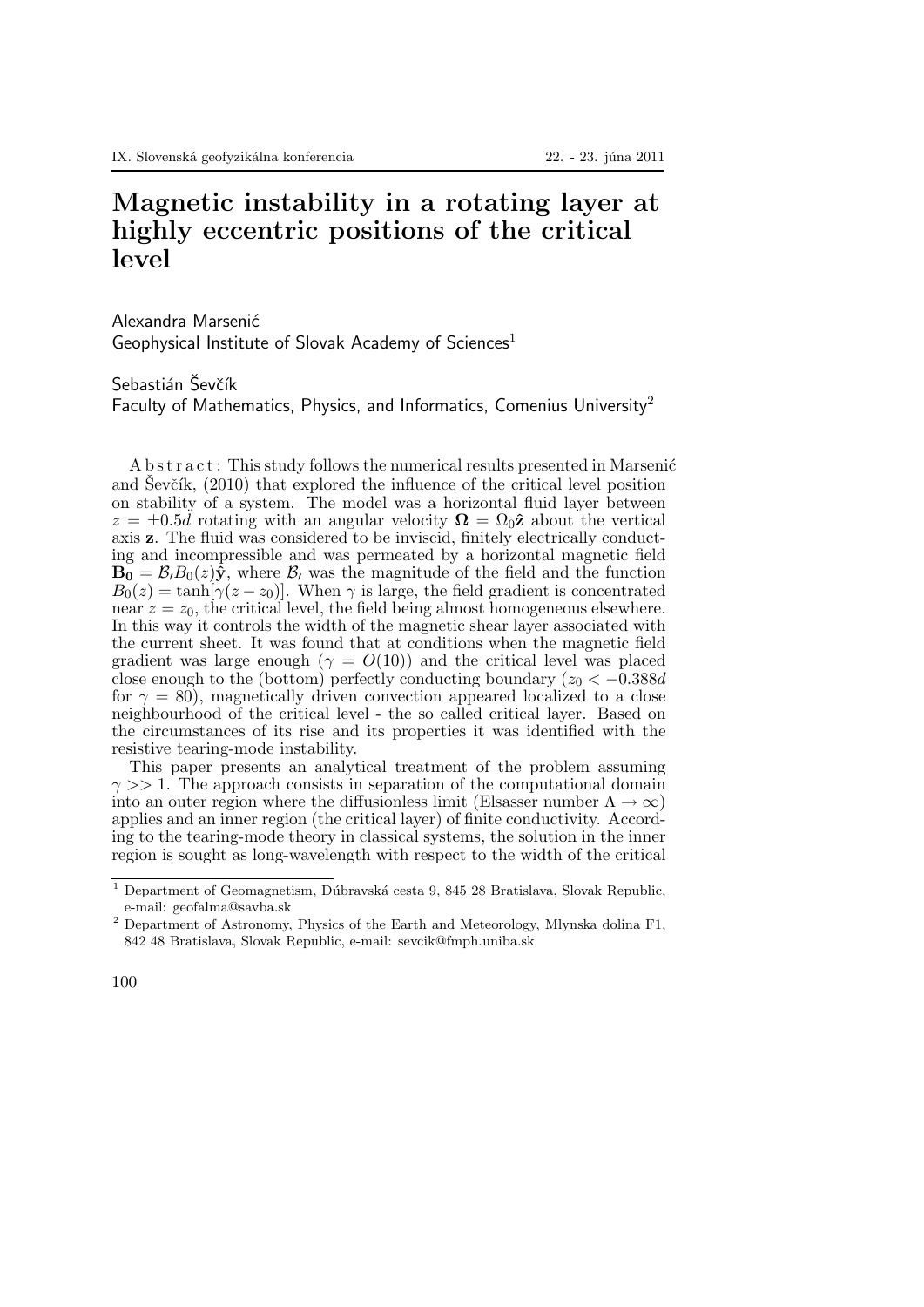# Magnetic instability in a rotating layer at highly eccentric positions of the critical level

Alexandra Marsenić
Geophysical Institute of Slovak Academy of Sciences[1]

Sebastián Ševčík
Faculty of Mathematics, Physics, and Informatics, Comenius University[2]

A b s t r a c t : This study follows the numerical results presented in Marsenić and Ševčík, (2010) that explored the influence of the critical level position on stability of a system. The model was a horizontal fluid layer between $z = \pm 0.5d$ rotating with an angular velocity $\mathbf{\Omega} = \Omega_0 \hat{\mathbf{z}}$ about the vertical axis $\mathbf{z}$. The fluid was considered to be inviscid, finitely electrically conducting and incompressible and was permeated by a horizontal magnetic field $\mathbf{B_0} = \mathcal{B}_l B_0(z)\hat{\mathbf{y}}$, where $\mathcal{B}_l$ was the magnitude of the field and the function $B_0(z) = \tanh[\gamma(z - z_0)]$. When $\gamma$ is large, the field gradient is concentrated near $z = z_0$, the critical level, the field being almost homogeneous elsewhere. In this way it controls the width of the magnetic shear layer associated with the current sheet. It was found that at conditions when the magnetic field gradient was large enough ($\gamma = O(10)$) and the critical level was placed close enough to the (bottom) perfectly conducting boundary ($z_0 < -0.388d$ for $\gamma = 80$), magnetically driven convection appeared localized to a close neighbourhood of the critical level - the so called critical layer. Based on the circumstances of its rise and its properties it was identified with the resistive tearing-mode instability.

This paper presents an analytical treatment of the problem assuming $\gamma >> 1$. The approach consists in separation of the computational domain into an outer region where the diffusionless limit (Elsasser number $\Lambda \to \infty$) applies and an inner region (the critical layer) of finite conductivity. According to the tearing-mode theory in classical systems, the solution in the inner region is sought as long-wavelength with respect to the width of the critical

[1] Department of Geomagnetism, Dúbravská cesta 9, 845 28 Bratislava, Slovak Republic, e-mail: geofalma@savba.sk

[2] Department of Astronomy, Physics of the Earth and Meteorology, Mlynska dolina F1, 842 48 Bratislava, Slovak Republic, e-mail: sevcik@fmph.uniba.sk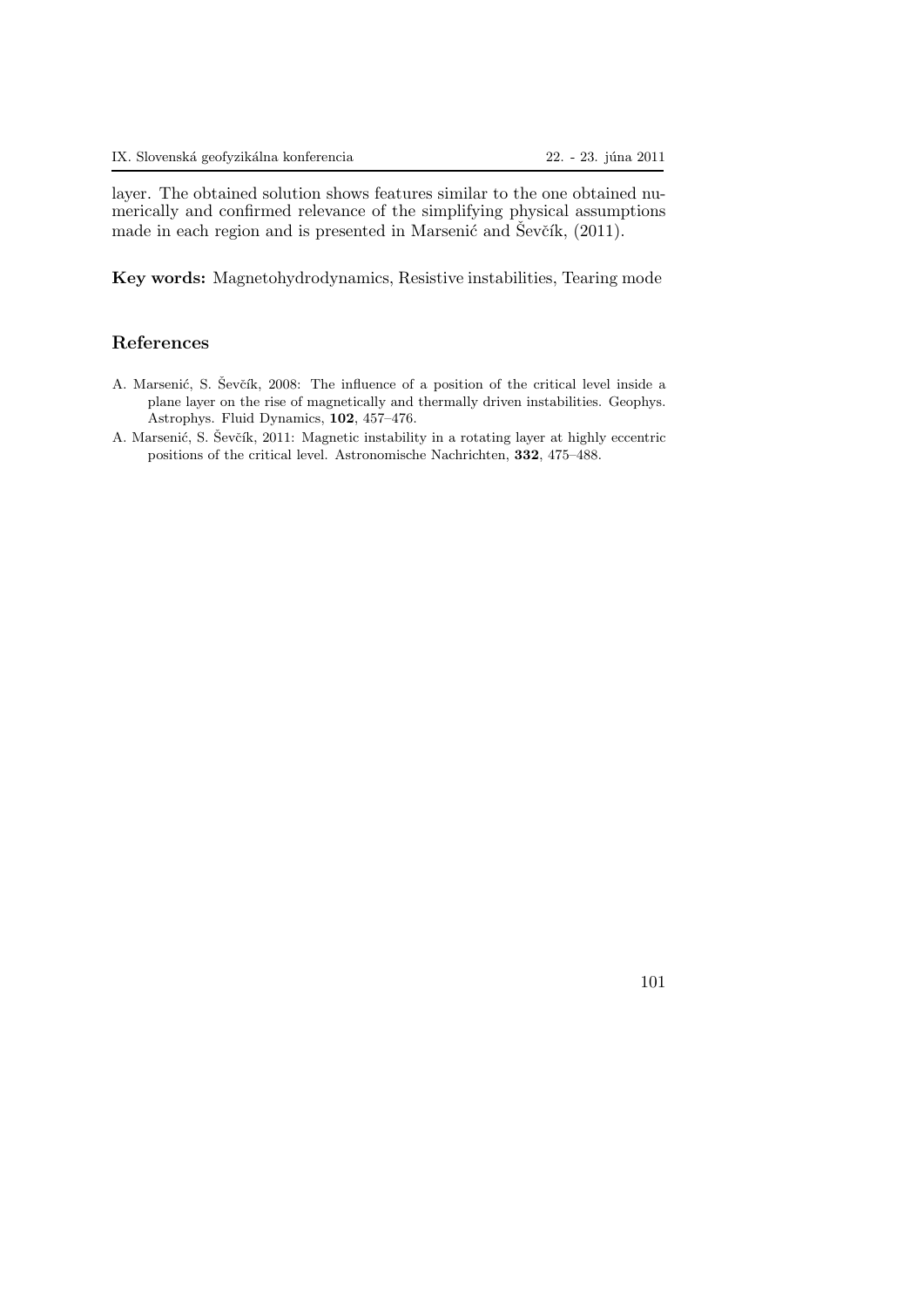layer. The obtained solution shows features similar to the one obtained numerically and confirmed relevance of the simplifying physical assumptions made in each region and is presented in Marsenić and Ševčík, (2011).

**Key words:** Magnetohydrodynamics, Resistive instabilities, Tearing mode

## References

A. Marsenić, S. Ševčík, 2008: The influence of a position of the critical level inside a plane layer on the rise of magnetically and thermally driven instabilities. Geophys. Astrophys. Fluid Dynamics, **102**, 457–476.

A. Marsenić, S. Ševčík, 2011: Magnetic instability in a rotating layer at highly eccentric positions of the critical level. Astronomische Nachrichten, **332**, 475–488.